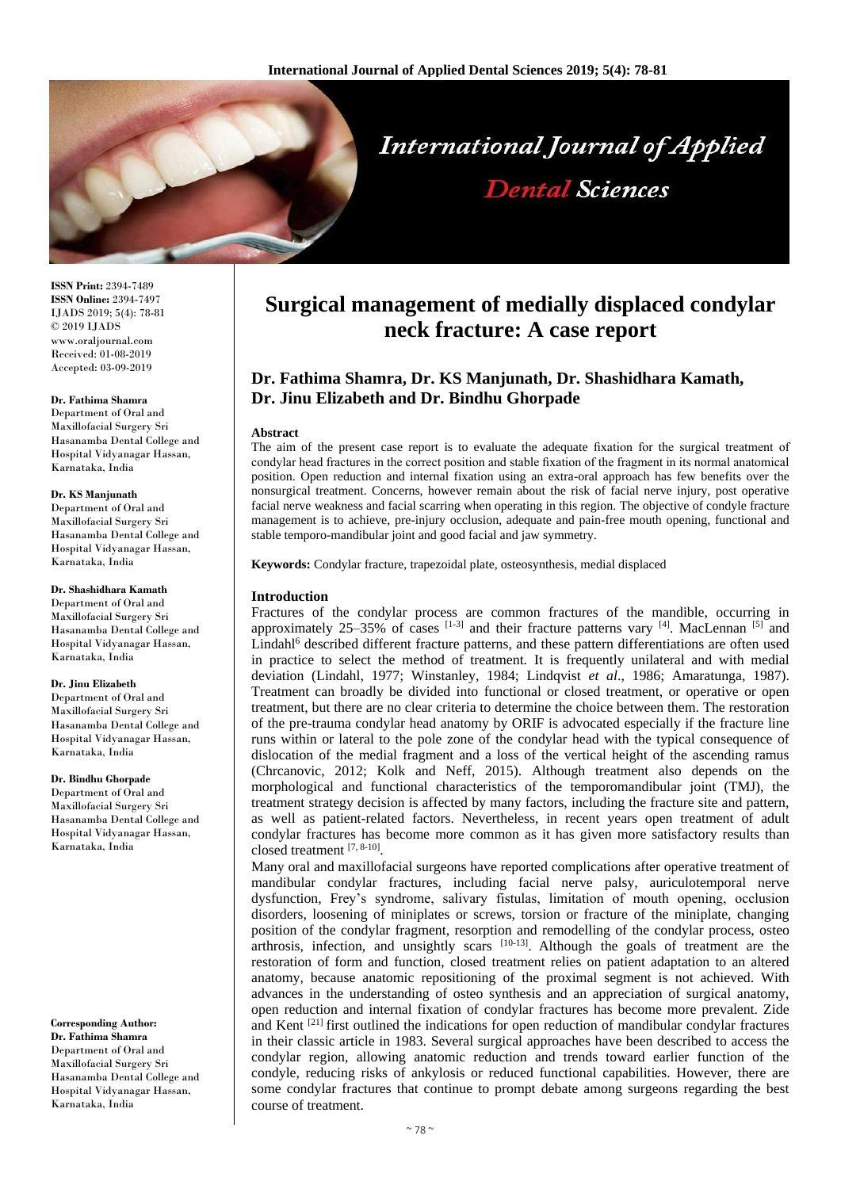# Surgical management of medially displaced condylar neck fracture: A case report

**Dr. Fathima Shamra, Dr. KS Manjunath, Dr. Shashidhara Kamath, Dr. Jinu Elizabeth and Dr. Bindhu Ghorpade**

**ISSN Print:** 2394-7489
**ISSN Online:** 2394-7497
IJADS 2019; 5(4): 78-81
© 2019 IJADS
www.oraljournal.com
Received: 01-08-2019
Accepted: 03-09-2019

**Dr. Fathima Shamra**
Department of Oral and Maxillofacial Surgery Sri Hasanamba Dental College and Hospital Vidyanagar Hassan, Karnataka, India

**Dr. KS Manjunath**
Department of Oral and Maxillofacial Surgery Sri Hasanamba Dental College and Hospital Vidyanagar Hassan, Karnataka, India

**Dr. Shashidhara Kamath**
Department of Oral and Maxillofacial Surgery Sri Hasanamba Dental College and Hospital Vidyanagar Hassan, Karnataka, India

**Dr. Jinu Elizabeth**
Department of Oral and Maxillofacial Surgery Sri Hasanamba Dental College and Hospital Vidyanagar Hassan, Karnataka, India

**Dr. Bindhu Ghorpade**
Department of Oral and Maxillofacial Surgery Sri Hasanamba Dental College and Hospital Vidyanagar Hassan, Karnataka, India

**Corresponding Author:**
**Dr. Fathima Shamra**
Department of Oral and Maxillofacial Surgery Sri Hasanamba Dental College and Hospital Vidyanagar Hassan, Karnataka, India

### Abstract

The aim of the present case report is to evaluate the adequate fixation for the surgical treatment of condylar head fractures in the correct position and stable fixation of the fragment in its normal anatomical position. Open reduction and internal fixation using an extra-oral approach has few benefits over the nonsurgical treatment. Concerns, however remain about the risk of facial nerve injury, post operative facial nerve weakness and facial scarring when operating in this region. The objective of condyle fracture management is to achieve, pre-injury occlusion, adequate and pain-free mouth opening, functional and stable temporo-mandibular joint and good facial and jaw symmetry.

**Keywords:** Condylar fracture, trapezoidal plate, osteosynthesis, medial displaced

## Introduction

Fractures of the condylar process are common fractures of the mandible, occurring in approximately 25–35% of cases [1-3] and their fracture patterns vary [4]. MacLennan [5] and Lindahl[6] described different fracture patterns, and these pattern differentiations are often used in practice to select the method of treatment. It is frequently unilateral and with medial deviation (Lindahl, 1977; Winstanley, 1984; Lindqvist *et al*., 1986; Amaratunga, 1987). Treatment can broadly be divided into functional or closed treatment, or operative or open treatment, but there are no clear criteria to determine the choice between them. The restoration of the pre-trauma condylar head anatomy by ORIF is advocated especially if the fracture line runs within or lateral to the pole zone of the condylar head with the typical consequence of dislocation of the medial fragment and a loss of the vertical height of the ascending ramus (Chrcanovic, 2012; Kolk and Neff, 2015). Although treatment also depends on the morphological and functional characteristics of the temporomandibular joint (TMJ), the treatment strategy decision is affected by many factors, including the fracture site and pattern, as well as patient-related factors. Nevertheless, in recent years open treatment of adult condylar fractures has become more common as it has given more satisfactory results than closed treatment [7, 8-10].

Many oral and maxillofacial surgeons have reported complications after operative treatment of mandibular condylar fractures, including facial nerve palsy, auriculotemporal nerve dysfunction, Frey's syndrome, salivary fistulas, limitation of mouth opening, occlusion disorders, loosening of miniplates or screws, torsion or fracture of the miniplate, changing position of the condylar fragment, resorption and remodelling of the condylar process, osteo arthrosis, infection, and unsightly scars [10-13]. Although the goals of treatment are the restoration of form and function, closed treatment relies on patient adaptation to an altered anatomy, because anatomic repositioning of the proximal segment is not achieved. With advances in the understanding of osteo synthesis and an appreciation of surgical anatomy, open reduction and internal fixation of condylar fractures has become more prevalent. Zide and Kent [21] first outlined the indications for open reduction of mandibular condylar fractures in their classic article in 1983. Several surgical approaches have been described to access the condylar region, allowing anatomic reduction and trends toward earlier function of the condyle, reducing risks of ankylosis or reduced functional capabilities. However, there are some condylar fractures that continue to prompt debate among surgeons regarding the best course of treatment.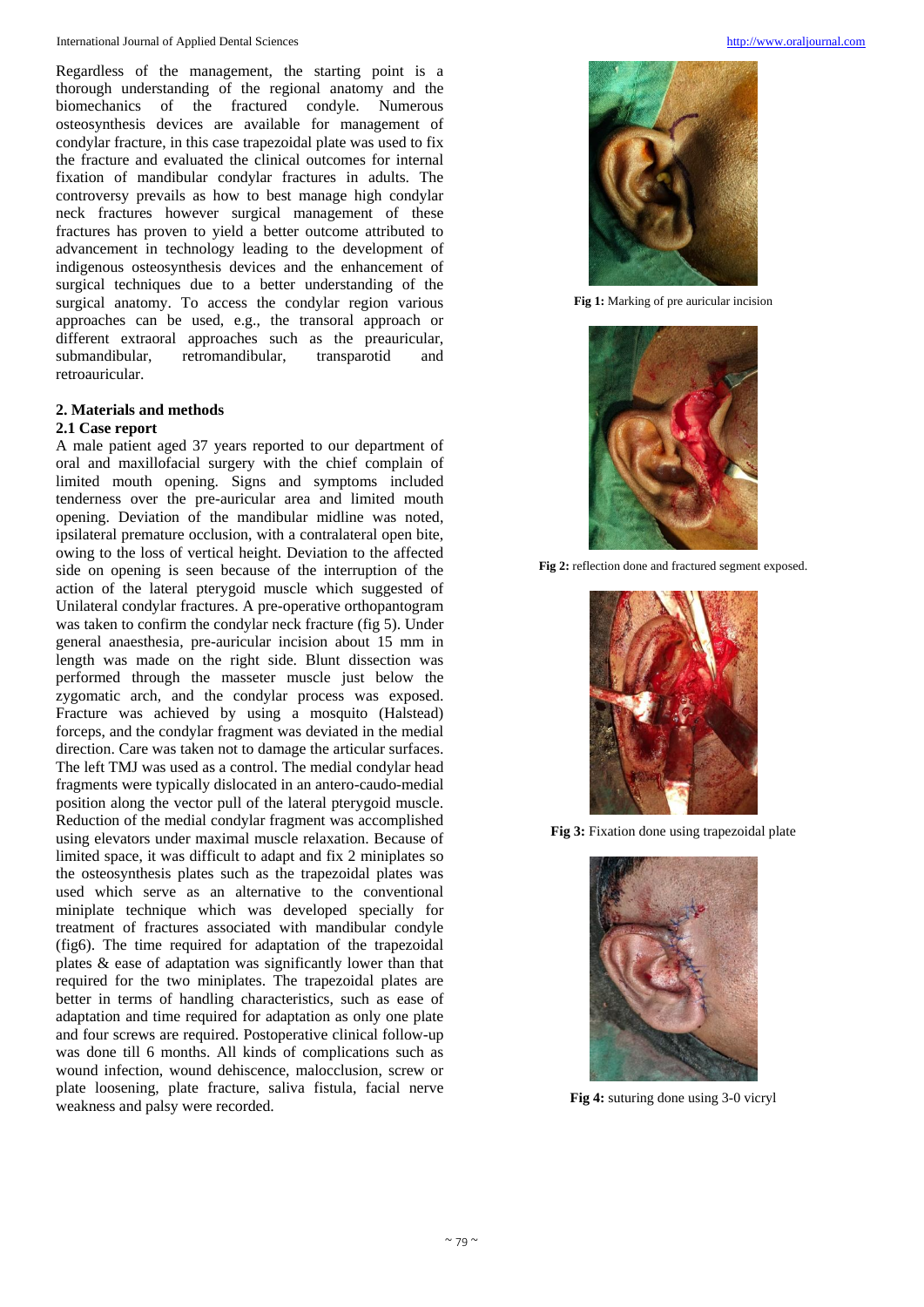Regardless of the management, the starting point is a thorough understanding of the regional anatomy and the biomechanics of the fractured condyle. Numerous osteosynthesis devices are available for management of condylar fracture, in this case trapezoidal plate was used to fix the fracture and evaluated the clinical outcomes for internal fixation of mandibular condylar fractures in adults. The controversy prevails as how to best manage high condylar neck fractures however surgical management of these fractures has proven to yield a better outcome attributed to advancement in technology leading to the development of indigenous osteosynthesis devices and the enhancement of surgical techniques due to a better understanding of the surgical anatomy. To access the condylar region various approaches can be used, e.g., the transoral approach or different extraoral approaches such as the preauricular, submandibular, retromandibular, transparotid and retroauricular.

## 2. Materials and methods

### 2.1 Case report

A male patient aged 37 years reported to our department of oral and maxillofacial surgery with the chief complain of limited mouth opening. Signs and symptoms included tenderness over the pre-auricular area and limited mouth opening. Deviation of the mandibular midline was noted, ipsilateral premature occlusion, with a contralateral open bite, owing to the loss of vertical height. Deviation to the affected side on opening is seen because of the interruption of the action of the lateral pterygoid muscle which suggested of Unilateral condylar fractures. A pre-operative orthopantogram was taken to confirm the condylar neck fracture (fig 5). Under general anaesthesia, pre-auricular incision about 15 mm in length was made on the right side. Blunt dissection was performed through the masseter muscle just below the zygomatic arch, and the condylar process was exposed. Fracture was achieved by using a mosquito (Halstead) forceps, and the condylar fragment was deviated in the medial direction. Care was taken not to damage the articular surfaces. The left TMJ was used as a control. The medial condylar head fragments were typically dislocated in an antero-caudo-medial position along the vector pull of the lateral pterygoid muscle. Reduction of the medial condylar fragment was accomplished using elevators under maximal muscle relaxation. Because of limited space, it was difficult to adapt and fix 2 miniplates so the osteosynthesis plates such as the trapezoidal plates was used which serve as an alternative to the conventional miniplate technique which was developed specially for treatment of fractures associated with mandibular condyle (fig6). The time required for adaptation of the trapezoidal plates & ease of adaptation was significantly lower than that required for the two miniplates. The trapezoidal plates are better in terms of handling characteristics, such as ease of adaptation and time required for adaptation as only one plate and four screws are required. Postoperative clinical follow-up was done till 6 months. All kinds of complications such as wound infection, wound dehiscence, malocclusion, screw or plate loosening, plate fracture, saliva fistula, facial nerve weakness and palsy were recorded.

**Fig 1:** Marking of pre auricular incision

**Fig 2:** reflection done and fractured segment exposed.

**Fig 3:** Fixation done using trapezoidal plate

**Fig 4:** suturing done using 3-0 vicryl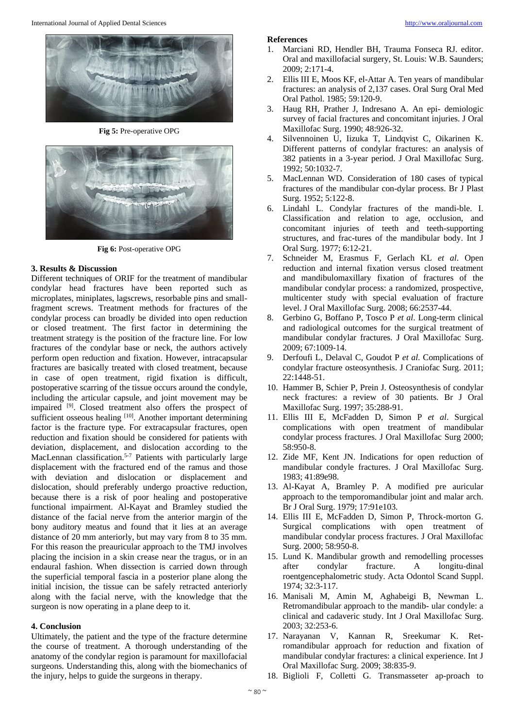Fig 5: Pre-operative OPG

Fig 6: Post-operative OPG

## 3. Results & Discussion

Different techniques of ORIF for the treatment of mandibular condylar head fractures have been reported such as microplates, miniplates, lagscrews, resorbable pins and small-fragment screws. Treatment methods for fractures of the condylar process can broadly be divided into open reduction or closed treatment. The first factor in determining the treatment strategy is the position of the fracture line. For low fractures of the condylar base or neck, the authors actively perform open reduction and fixation. However, intracapsular fractures are basically treated with closed treatment, because in case of open treatment, rigid fixation is difficult, postoperative scarring of the tissue occurs around the condyle, including the articular capsule, and joint movement may be impaired [9]. Closed treatment also offers the prospect of sufficient osseous healing [10]. Another important determining factor is the fracture type. For extracapsular fractures, open reduction and fixation should be considered for patients with deviation, displacement, and dislocation according to the MacLennan classification.[5-7] Patients with particularly large displacement with the fractured end of the ramus and those with deviation and dislocation or displacement and dislocation, should preferably undergo proactive reduction, because there is a risk of poor healing and postoperative functional impairment. Al-Kayat and Bramley studied the distance of the facial nerve from the anterior margin of the bony auditory meatus and found that it lies at an average distance of 20 mm anteriorly, but may vary from 8 to 35 mm. For this reason the preauricular approach to the TMJ involves placing the incision in a skin crease near the tragus, or in an endaural fashion. When dissection is carried down through the superficial temporal fascia in a posterior plane along the initial incision, the tissue can be safely retracted anteriorly along with the facial nerve, with the knowledge that the surgeon is now operating in a plane deep to it.

## 4. Conclusion

Ultimately, the patient and the type of the fracture determine the course of treatment. A thorough understanding of the anatomy of the condylar region is paramount for maxillofacial surgeons. Understanding this, along with the biomechanics of the injury, helps to guide the surgeons in therapy.

## References

1. Marciani RD, Hendler BH, Trauma Fonseca RJ. editor. Oral and maxillofacial surgery, St. Louis: W.B. Saunders; 2009; 2:171-4.
2. Ellis III E, Moos KF, el-Attar A. Ten years of mandibular fractures: an analysis of 2,137 cases. Oral Surg Oral Med Oral Pathol. 1985; 59:120-9.
3. Haug RH, Prather J, Indresano A. An epi- demiologic survey of facial fractures and concomitant injuries. J Oral Maxillofac Surg. 1990; 48:926-32.
4. Silvennoinen U, Iizuka T, Lindqvist C, Oikarinen K. Different patterns of condylar fractures: an analysis of 382 patients in a 3-year period. J Oral Maxillofac Surg. 1992; 50:1032-7.
5. MacLennan WD. Consideration of 180 cases of typical fractures of the mandibular con-dylar process. Br J Plast Surg. 1952; 5:122-8.
6. Lindahl L. Condylar fractures of the mandi-ble. I. Classification and relation to age, occlusion, and concomitant injuries of teeth and teeth-supporting structures, and frac-tures of the mandibular body. Int J Oral Surg. 1977; 6:12-21.
7. Schneider M, Erasmus F, Gerlach KL *et al*. Open reduction and internal fixation versus closed treatment and mandibulomaxillary fixation of fractures of the mandibular condylar process: a randomized, prospective, multicenter study with special evaluation of fracture level. J Oral Maxillofac Surg. 2008; 66:2537-44.
8. Gerbino G, Boffano P, Tosco P *et al*. Long-term clinical and radiological outcomes for the surgical treatment of mandibular condylar fractures. J Oral Maxillofac Surg. 2009; 67:1009-14.
9. Derfoufi L, Delaval C, Goudot P *et al*. Complications of condylar fracture osteosynthesis. J Craniofac Surg. 2011; 22:1448-51.
10. Hammer B, Schier P, Prein J. Osteosynthesis of condylar neck fractures: a review of 30 patients. Br J Oral Maxillofac Surg. 1997; 35:288-91.
11. Ellis III E, McFadden D, Simon P *et al*. Surgical complications with open treatment of mandibular condylar process fractures. J Oral Maxillofac Surg 2000; 58:950-8.
12. Zide MF, Kent JN. Indications for open reduction of mandibular condyle fractures. J Oral Maxillofac Surg. 1983; 41:89e98.
13. Al-Kayat A, Bramley P. A modified pre auricular approach to the temporomandibular joint and malar arch. Br J Oral Surg. 1979; 17:91e103.
14. Ellis III E, McFadden D, Simon P, Throck-morton G. Surgical complications with open treatment of mandibular condylar process fractures. J Oral Maxillofac Surg. 2000; 58:950-8.
15. Lund K. Mandibular growth and remodelling processes after condylar fracture. A longitu-dinal roentgencephalometric study. Acta Odontol Scand Suppl. 1974; 32:3-117.
16. Manisali M, Amin M, Aghabeigi B, Newman L. Retromandibular approach to the mandib- ular condyle: a clinical and cadaveric study. Int J Oral Maxillofac Surg. 2003; 32:253-6.
17. Narayanan V, Kannan R, Sreekumar K. Ret-romandibular approach for reduction and fixation of mandibular condylar fractures: a clinical experience. Int J Oral Maxillofac Surg. 2009; 38:835-9.
18. Biglioli F, Colletti G. Transmasseter ap-proach to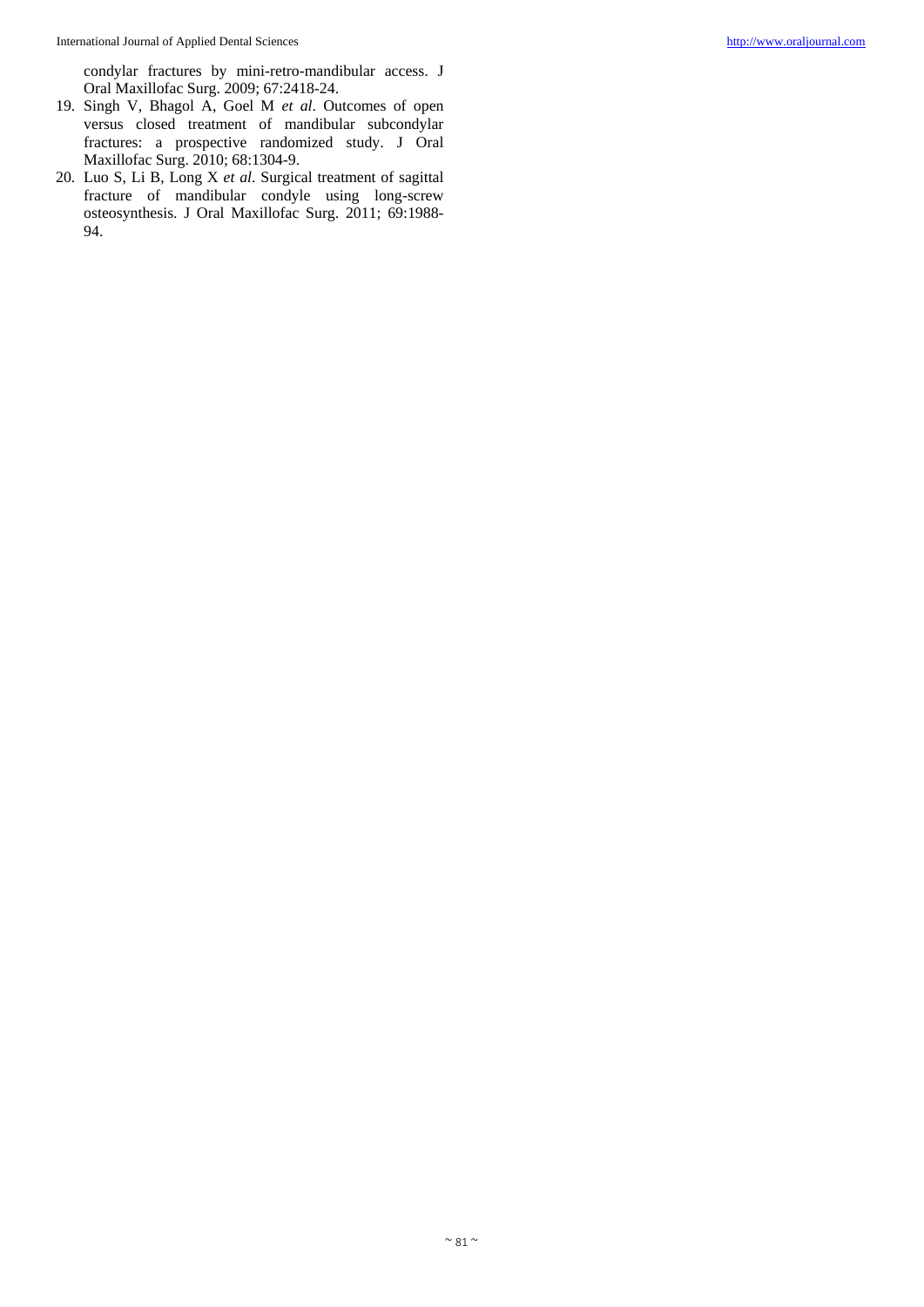condylar fractures by mini-retro-mandibular access. J Oral Maxillofac Surg. 2009; 67:2418-24.

19. Singh V, Bhagol A, Goel M *et al*. Outcomes of open versus closed treatment of mandibular subcondylar fractures: a prospective randomized study. J Oral Maxillofac Surg. 2010; 68:1304-9.
20. Luo S, Li B, Long X *et al*. Surgical treatment of sagittal fracture of mandibular condyle using long-screw osteosynthesis. J Oral Maxillofac Surg. 2011; 69:1988-94.